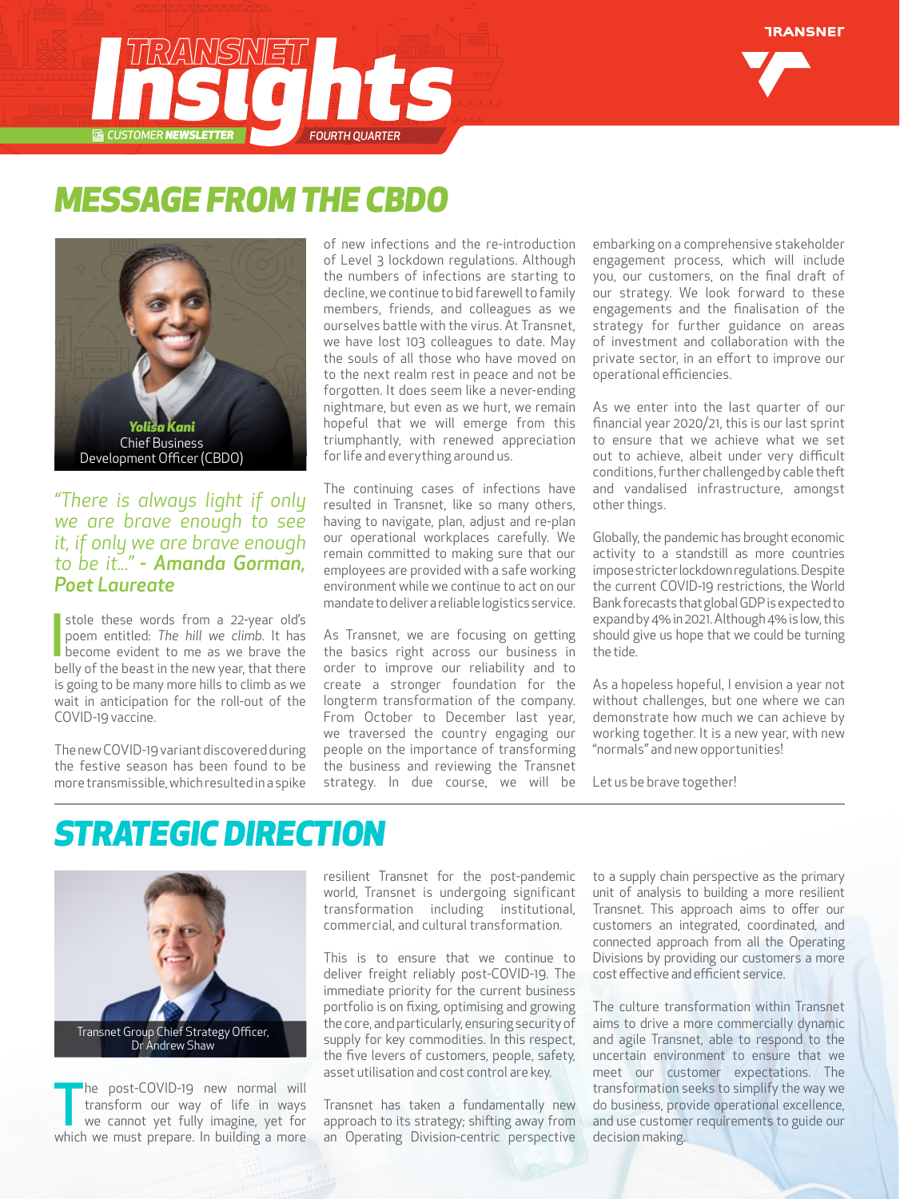# TRANSNET Insights

CUSTOMER NEWSLETTER — FOURTH QUARTER

## MESSAGE FROM THE CBDO

**Yolisa Kani**
Chief Business Development Officer (CBDO)

*"There is always light if only we are brave enough to see it, if only we are brave enough to be it..." - **Amanda Gorman, Poet Laureate***

I stole these words from a 22-year old's poem entitled: *The hill we climb*. It has become evident to me as we brave the belly of the beast in the new year, that there is going to be many more hills to climb as we wait in anticipation for the roll-out of the COVID-19 vaccine.

The new COVID-19 variant discovered during the festive season has been found to be more transmissible, which resulted in a spike of new infections and the re-introduction of Level 3 lockdown regulations. Although the numbers of infections are starting to decline, we continue to bid farewell to family members, friends, and colleagues as we ourselves battle with the virus. At Transnet, we have lost 103 colleagues to date. May the souls of all those who have moved on to the next realm rest in peace and not be forgotten. It does seem like a never-ending nightmare, but even as we hurt, we remain hopeful that we will emerge from this triumphantly, with renewed appreciation for life and everything around us.

The continuing cases of infections have resulted in Transnet, like so many others, having to navigate, plan, adjust and re-plan our operational workplaces carefully. We remain committed to making sure that our employees are provided with a safe working environment while we continue to act on our mandate to deliver a reliable logistics service.

As Transnet, we are focusing on getting the basics right across our business in order to improve our reliability and to create a stronger foundation for the longterm transformation of the company. From October to December last year, we traversed the country engaging our people on the importance of transforming the business and reviewing the Transnet strategy. In due course, we will be embarking on a comprehensive stakeholder engagement process, which will include you, our customers, on the final draft of our strategy. We look forward to these engagements and the finalisation of the strategy for further guidance on areas of investment and collaboration with the private sector, in an effort to improve our operational efficiencies.

As we enter into the last quarter of our financial year 2020/21, this is our last sprint to ensure that we achieve what we set out to achieve, albeit under very difficult conditions, further challenged by cable theft and vandalised infrastructure, amongst other things.

Globally, the pandemic has brought economic activity to a standstill as more countries impose stricter lockdown regulations. Despite the current COVID-19 restrictions, the World Bank forecasts that global GDP is expected to expand by 4% in 2021. Although 4% is low, this should give us hope that we could be turning the tide.

As a hopeless hopeful, I envision a year not without challenges, but one where we can demonstrate how much we can achieve by working together. It is a new year, with new "normals" and new opportunities!

Let us be brave together!

## STRATEGIC DIRECTION

Transnet Group Chief Strategy Officer, Dr Andrew Shaw

The post-COVID-19 new normal will transform our way of life in ways we cannot yet fully imagine, yet for which we must prepare. In building a more resilient Transnet for the post-pandemic world, Transnet is undergoing significant transformation including institutional, commercial, and cultural transformation.

This is to ensure that we continue to deliver freight reliably post-COVID-19. The immediate priority for the current business portfolio is on fixing, optimising and growing the core, and particularly, ensuring security of supply for key commodities. In this respect, the five levers of customers, people, safety, asset utilisation and cost control are key.

Transnet has taken a fundamentally new approach to its strategy; shifting away from an Operating Division-centric perspective to a supply chain perspective as the primary unit of analysis to building a more resilient Transnet. This approach aims to offer our customers an integrated, coordinated, and connected approach from all the Operating Divisions by providing our customers a more cost effective and efficient service.

The culture transformation within Transnet aims to drive a more commercially dynamic and agile Transnet, able to respond to the uncertain environment to ensure that we meet our customer expectations. The transformation seeks to simplify the way we do business, provide operational excellence, and use customer requirements to guide our decision making.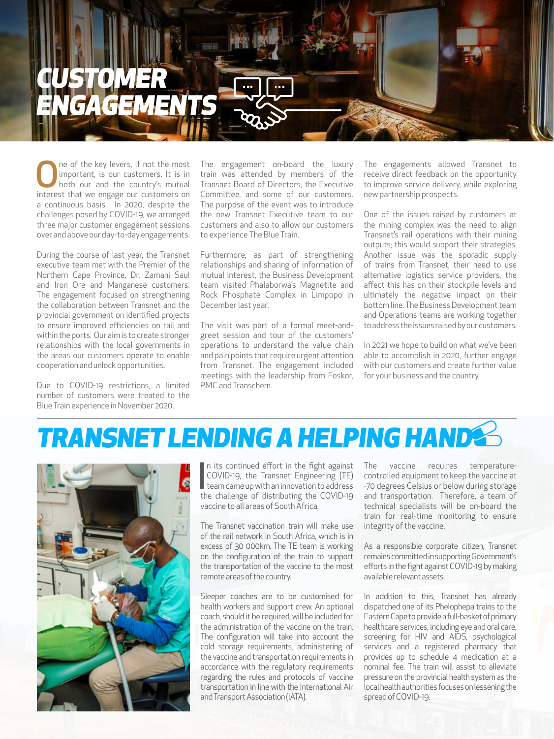# CUSTOMER ENGAGEMENTS

One of the key levers, if not the most important, is our customers. It is in both our and the country's mutual interest that we engage our customers on a continuous basis. In 2020, despite the challenges posed by COVID-19, we arranged three major customer engagement sessions over and above our day-to-day engagements.

During the course of last year, the Transnet executive team met with the Premier of the Northern Cape Province, Dr. Zamani Saul and Iron Ore and Manganese customers. The engagement focused on strengthening the collaboration between Transnet and the provincial government on identified projects to ensure improved efficiencies on rail and within the ports. Our aim is to create stronger relationships with the local governments in the areas our customers operate to enable cooperation and unlock opportunities.

Due to COVID-19 restrictions, a limited number of customers were treated to the Blue Train experience in November 2020.

The engagement on-board the luxury train was attended by members of the Transnet Board of Directors, the Executive Committee, and some of our customers. The purpose of the event was to introduce the new Transnet Executive team to our customers and also to allow our customers to experience The Blue Train.

Furthermore, as part of strengthening relationships and sharing of information of mutual interest, the Business Development team visited Phalaborwa's Magnetite and Rock Phosphate Complex in Limpopo in December last year.

The visit was part of a formal meet-and-greet session and tour of the customers' operations to understand the value chain and pain points that require urgent attention from Transnet. The engagement included meetings with the leadership from Foskor, PMC and Transchem.

The engagements allowed Transnet to receive direct feedback on the opportunity to improve service delivery, while exploring new partnership prospects.

One of the issues raised by customers at the mining complex was the need to align Transnet's rail operations with their mining outputs; this would support their strategies. Another issue was the sporadic supply of trains from Transnet, their need to use alternative logistics service providers, the affect this has on their stockpile levels and ultimately the negative impact on their bottom line. The Business Development team and Operations teams are working together to address the issues raised by our customers.

In 2021 we hope to build on what we've been able to accomplish in 2020, further engage with our customers and create further value for your business and the country.

# TRANSNET LENDING A HELPING HAND

In its continued effort in the fight against COVID-19, the Transnet Engineering (TE) team came up with an innovation to address the challenge of distributing the COVID-19 vaccine to all areas of South Africa.

The Transnet vaccination train will make use of the rail network in South Africa, which is in excess of 30 000km. The TE team is working on the configuration of the train to support the transportation of the vaccine to the most remote areas of the country.

Sleeper coaches are to be customised for health workers and support crew. An optional coach, should it be required, will be included for the administration of the vaccine on the train. The configuration will take into account the cold storage requirements, administering of the vaccine and transportation requirements in accordance with the regulatory requirements regarding the rules and protocols of vaccine transportation in line with the International Air and Transport Association (IATA).

The vaccine requires temperature-controlled equipment to keep the vaccine at -70 degrees Celsius or below during storage and transportation. Therefore, a team of technical specialists will be on-board the train for real-time monitoring to ensure integrity of the vaccine.

As a responsible corporate citizen, Transnet remains committed in supporting Government's efforts in the fight against COVID-19 by making available relevant assets.

In addition to this, Transnet has already dispatched one of its Phelophepa trains to the Eastern Cape to provide a full-basket of primary healthcare services, including eye and oral care, screening for HIV and AIDS, psychological services and a registered pharmacy that provides up to schedule 4 medication at a nominal fee. The train will assist to alleviate pressure on the provincial health system as the local health authorities focuses on lessening the spread of COVID-19.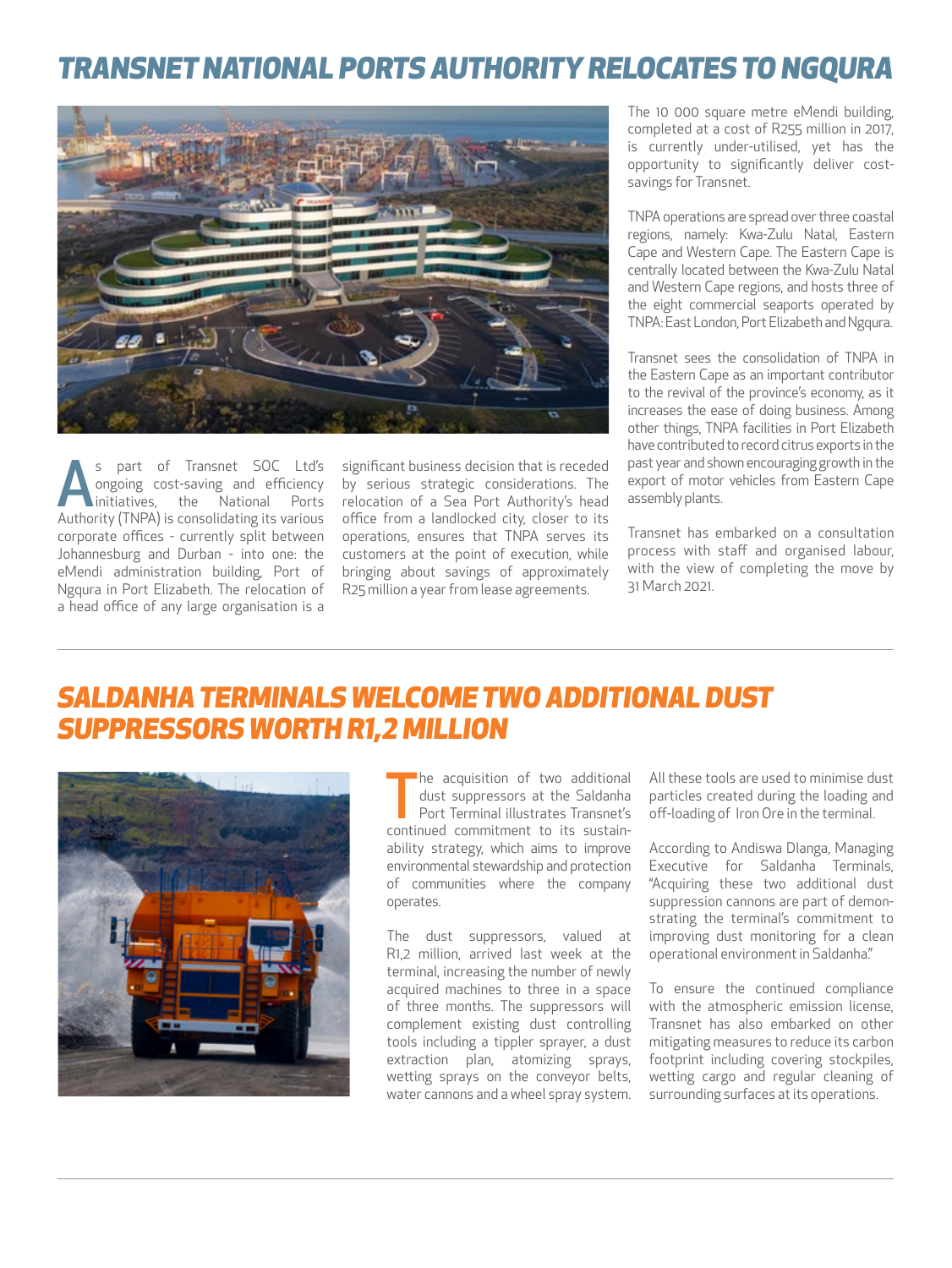# TRANSNET NATIONAL PORTS AUTHORITY RELOCATES TO NGQURA

As part of Transnet SOC Ltd's ongoing cost-saving and efficiency initiatives, the National Ports Authority (TNPA) is consolidating its various corporate offices - currently split between Johannesburg and Durban - into one: the eMendi administration building, Port of Ngqura in Port Elizabeth. The relocation of a head office of any large organisation is a significant business decision that is receded by serious strategic considerations. The relocation of a Sea Port Authority's head office from a landlocked city, closer to its operations, ensures that TNPA serves its customers at the point of execution, while bringing about savings of approximately R25 million a year from lease agreements.

The 10 000 square metre eMendi building, completed at a cost of R255 million in 2017, is currently under-utilised, yet has the opportunity to significantly deliver cost-savings for Transnet.

TNPA operations are spread over three coastal regions, namely: Kwa-Zulu Natal, Eastern Cape and Western Cape. The Eastern Cape is centrally located between the Kwa-Zulu Natal and Western Cape regions, and hosts three of the eight commercial seaports operated by TNPA: East London, Port Elizabeth and Ngqura.

Transnet sees the consolidation of TNPA in the Eastern Cape as an important contributor to the revival of the province's economy, as it increases the ease of doing business. Among other things, TNPA facilities in Port Elizabeth have contributed to record citrus exports in the past year and shown encouraging growth in the export of motor vehicles from Eastern Cape assembly plants.

Transnet has embarked on a consultation process with staff and organised labour, with the view of completing the move by 31 March 2021.

# SALDANHA TERMINALS WELCOME TWO ADDITIONAL DUST SUPPRESSORS WORTH R1,2 MILLION

The acquisition of two additional dust suppressors at the Saldanha Port Terminal illustrates Transnet's continued commitment to its sustainability strategy, which aims to improve environmental stewardship and protection of communities where the company operates.

The dust suppressors, valued at R1,2 million, arrived last week at the terminal, increasing the number of newly acquired machines to three in a space of three months. The suppressors will complement existing dust controlling tools including a tippler sprayer, a dust extraction plan, atomizing sprays, wetting sprays on the conveyor belts, water cannons and a wheel spray system.

All these tools are used to minimise dust particles created during the loading and off-loading of Iron Ore in the terminal.

According to Andiswa Dlanga, Managing Executive for Saldanha Terminals, "Acquiring these two additional dust suppression cannons are part of demonstrating the terminal's commitment to improving dust monitoring for a clean operational environment in Saldanha."

To ensure the continued compliance with the atmospheric emission license, Transnet has also embarked on other mitigating measures to reduce its carbon footprint including covering stockpiles, wetting cargo and regular cleaning of surrounding surfaces at its operations.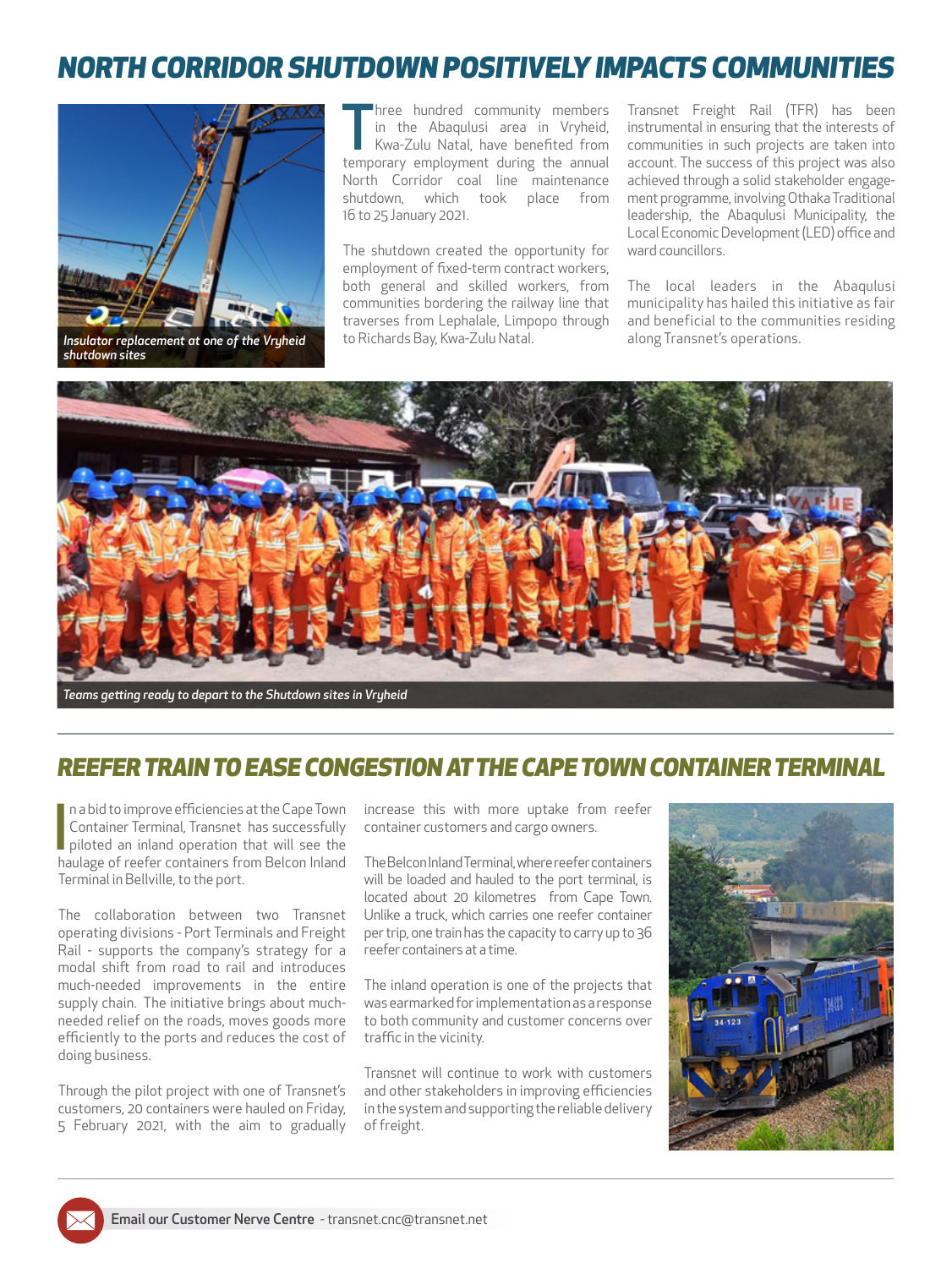# NORTH CORRIDOR SHUTDOWN POSITIVELY IMPACTS COMMUNITIES

*Insulator replacement at one of the Vryheid shutdown sites*

Three hundred community members in the Abaqulusi area in Vryheid, Kwa-Zulu Natal, have benefited from temporary employment during the annual North Corridor coal line maintenance shutdown, which took place from 16 to 25 January 2021.

The shutdown created the opportunity for employment of fixed-term contract workers, both general and skilled workers, from communities bordering the railway line that traverses from Lephalale, Limpopo through to Richards Bay, Kwa-Zulu Natal.

Transnet Freight Rail (TFR) has been instrumental in ensuring that the interests of communities in such projects are taken into account. The success of this project was also achieved through a solid stakeholder engagement programme, involving Othaka Traditional leadership, the Abaqulusi Municipality, the Local Economic Development (LED) office and ward councillors.

The local leaders in the Abaqulusi municipality has hailed this initiative as fair and beneficial to the communities residing along Transnet's operations.

*Teams getting ready to depart to the Shutdown sites in Vryheid*

# REEFER TRAIN TO EASE CONGESTION AT THE CAPE TOWN CONTAINER TERMINAL

In a bid to improve efficiencies at the Cape Town Container Terminal, Transnet has successfully piloted an inland operation that will see the haulage of reefer containers from Belcon Inland Terminal in Bellville, to the port.

The collaboration between two Transnet operating divisions - Port Terminals and Freight Rail - supports the company's strategy for a modal shift from road to rail and introduces much-needed improvements in the entire supply chain. The initiative brings about much-needed relief on the roads, moves goods more efficiently to the ports and reduces the cost of doing business.

Through the pilot project with one of Transnet's customers, 20 containers were hauled on Friday, 5 February 2021, with the aim to gradually increase this with more uptake from reefer container customers and cargo owners.

The Belcon Inland Terminal, where reefer containers will be loaded and hauled to the port terminal, is located about 20 kilometres from Cape Town. Unlike a truck, which carries one reefer container per trip, one train has the capacity to carry up to 36 reefer containers at a time.

The inland operation is one of the projects that was earmarked for implementation as a response to both community and customer concerns over traffic in the vicinity.

Transnet will continue to work with customers and other stakeholders in improving efficiencies in the system and supporting the reliable delivery of freight.

**Email our Customer Nerve Centre** - transnet.cnc@transnet.net